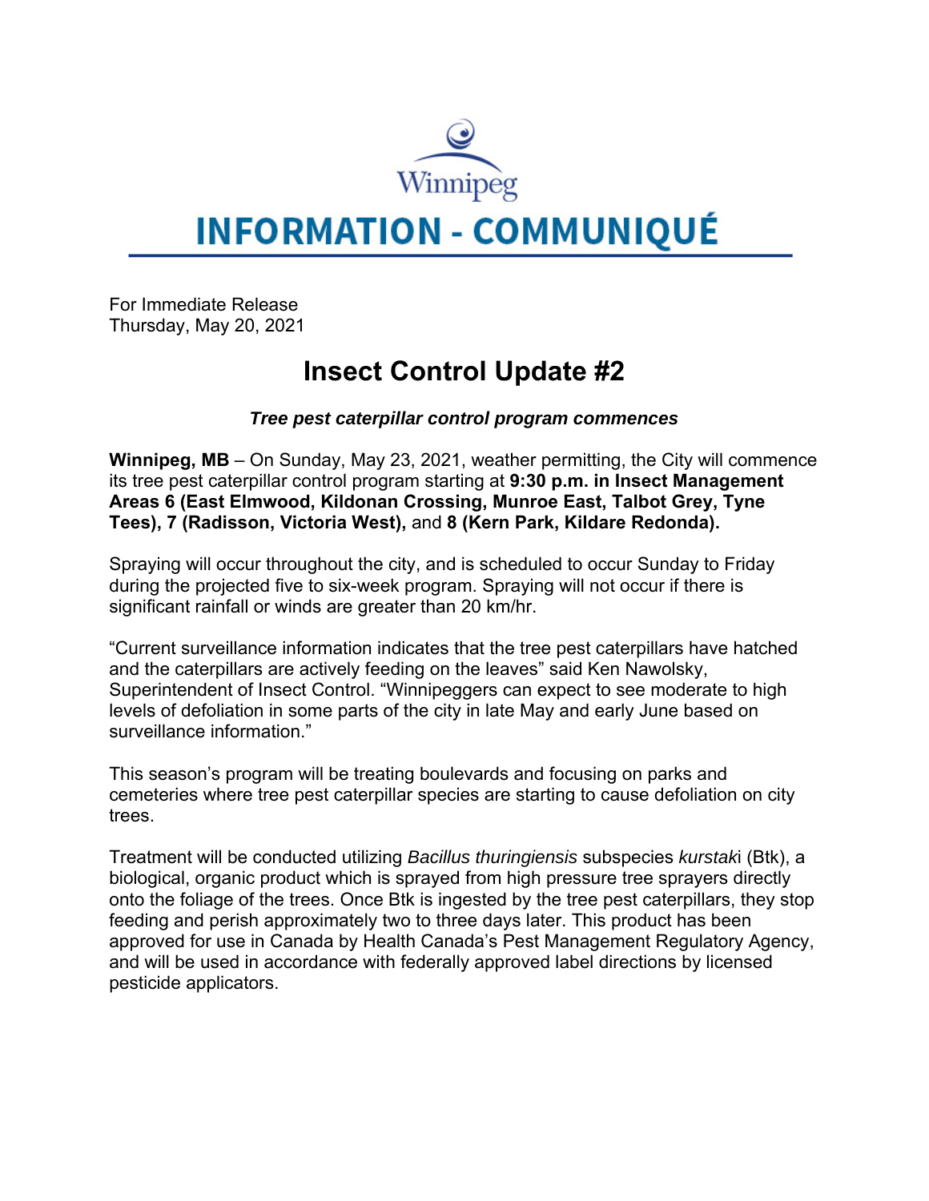Winnipeg

# INFORMATION - COMMUNIQUÉ

For Immediate Release
Thursday, May 20, 2021

## Insect Control Update #2

***Tree pest caterpillar control program commences***

**Winnipeg, MB** – On Sunday, May 23, 2021, weather permitting, the City will commence its tree pest caterpillar control program starting at **9:30 p.m. in Insect Management Areas 6 (East Elmwood, Kildonan Crossing, Munroe East, Talbot Grey, Tyne Tees), 7 (Radisson, Victoria West),** and **8 (Kern Park, Kildare Redonda).**

Spraying will occur throughout the city, and is scheduled to occur Sunday to Friday during the projected five to six-week program. Spraying will not occur if there is significant rainfall or winds are greater than 20 km/hr.

"Current surveillance information indicates that the tree pest caterpillars have hatched and the caterpillars are actively feeding on the leaves" said Ken Nawolsky, Superintendent of Insect Control. "Winnipeggers can expect to see moderate to high levels of defoliation in some parts of the city in late May and early June based on surveillance information."

This season's program will be treating boulevards and focusing on parks and cemeteries where tree pest caterpillar species are starting to cause defoliation on city trees.

Treatment will be conducted utilizing *Bacillus thuringiensis* subspecies *kurstak*i (Btk), a biological, organic product which is sprayed from high pressure tree sprayers directly onto the foliage of the trees. Once Btk is ingested by the tree pest caterpillars, they stop feeding and perish approximately two to three days later. This product has been approved for use in Canada by Health Canada's Pest Management Regulatory Agency, and will be used in accordance with federally approved label directions by licensed pesticide applicators.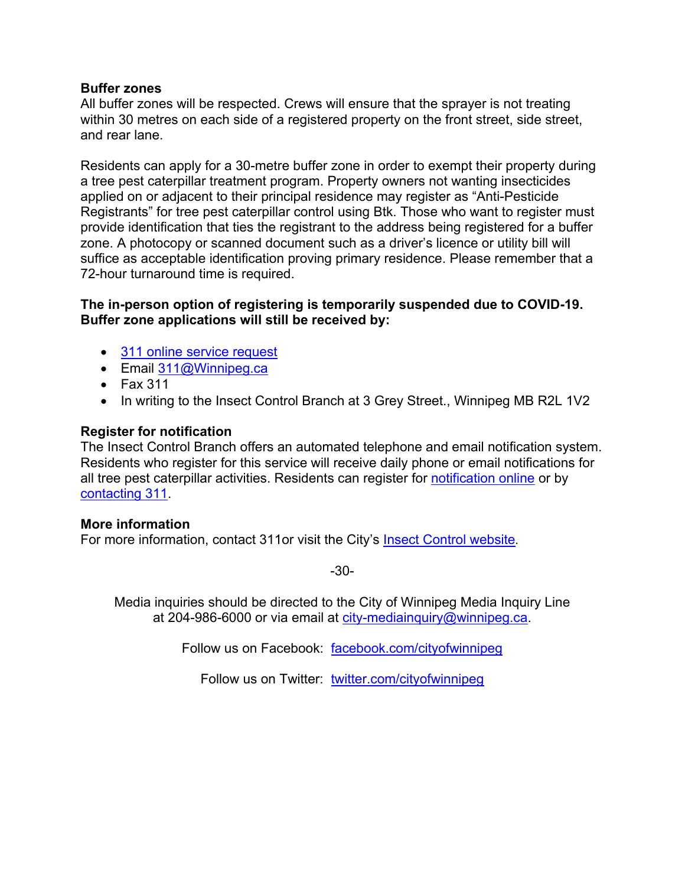**Buffer zones**
All buffer zones will be respected. Crews will ensure that the sprayer is not treating within 30 metres on each side of a registered property on the front street, side street, and rear lane.

Residents can apply for a 30-metre buffer zone in order to exempt their property during a tree pest caterpillar treatment program. Property owners not wanting insecticides applied on or adjacent to their principal residence may register as "Anti-Pesticide Registrants" for tree pest caterpillar control using Btk. Those who want to register must provide identification that ties the registrant to the address being registered for a buffer zone. A photocopy or scanned document such as a driver's licence or utility bill will suffice as acceptable identification proving primary residence. Please remember that a 72-hour turnaround time is required.

**The in-person option of registering is temporarily suspended due to COVID-19. Buffer zone applications will still be received by:**

- 311 online service request
- Email 311@Winnipeg.ca
- Fax 311
- In writing to the Insect Control Branch at 3 Grey Street., Winnipeg MB R2L 1V2

**Register for notification**
The Insect Control Branch offers an automated telephone and email notification system. Residents who register for this service will receive daily phone or email notifications for all tree pest caterpillar activities. Residents can register for notification online or by contacting 311.

**More information**
For more information, contact 311or visit the City's Insect Control website.

-30-

Media inquiries should be directed to the City of Winnipeg Media Inquiry Line at 204-986-6000 or via email at city-mediainquiry@winnipeg.ca.

Follow us on Facebook: facebook.com/cityofwinnipeg

Follow us on Twitter: twitter.com/cityofwinnipeg